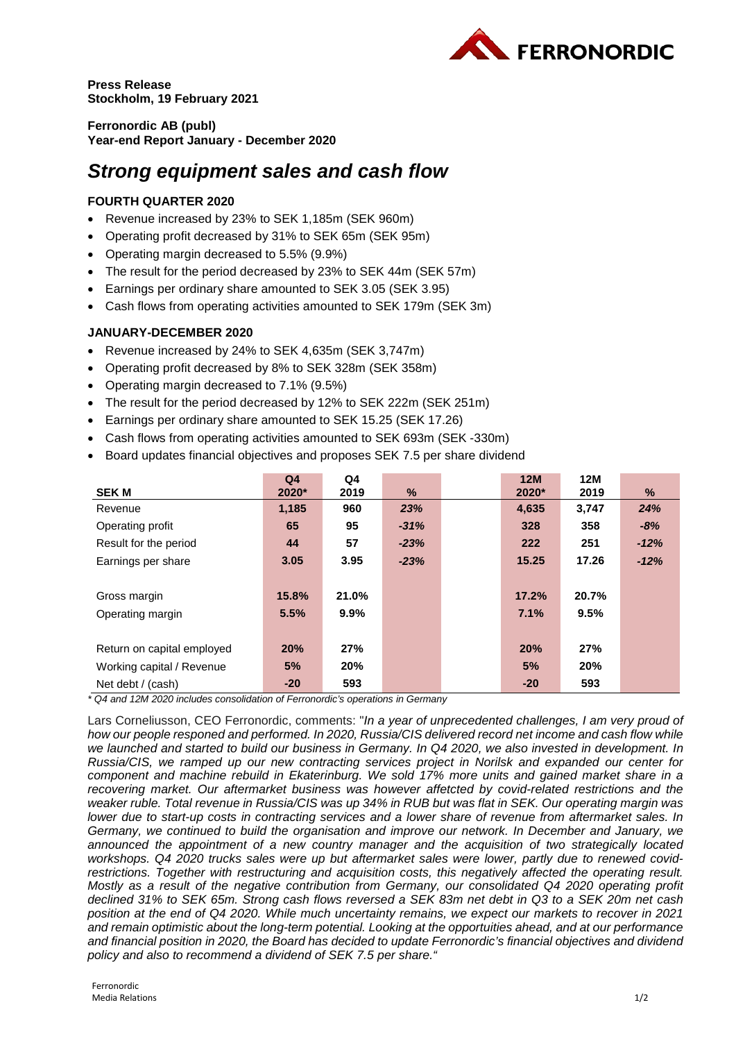**Press Release**
**Stockholm, 19 February 2021**

**Ferronordic AB (publ)**
**Year-end Report January - December 2020**

# *Strong equipment sales and cash flow*

### FOURTH QUARTER 2020

- Revenue increased by 23% to SEK 1,185m (SEK 960m)
- Operating profit decreased by 31% to SEK 65m (SEK 95m)
- Operating margin decreased to 5.5% (9.9%)
- The result for the period decreased by 23% to SEK 44m (SEK 57m)
- Earnings per ordinary share amounted to SEK 3.05 (SEK 3.95)
- Cash flows from operating activities amounted to SEK 179m (SEK 3m)

### JANUARY-DECEMBER 2020

- Revenue increased by 24% to SEK 4,635m (SEK 3,747m)
- Operating profit decreased by 8% to SEK 328m (SEK 358m)
- Operating margin decreased to 7.1% (9.5%)
- The result for the period decreased by 12% to SEK 222m (SEK 251m)
- Earnings per ordinary share amounted to SEK 15.25 (SEK 17.26)
- Cash flows from operating activities amounted to SEK 693m (SEK -330m)
- Board updates financial objectives and proposes SEK 7.5 per share dividend

| SEK M | Q4 2020* | Q4 2019 | % | | 12M 2020* | 12M 2019 | % |
|---|---|---|---|---|---|---|---|
| Revenue | **1,185** | **960** | *23%* | | **4,635** | **3,747** | *24%* |
| Operating profit | **65** | **95** | *-31%* | | **328** | **358** | *-8%* |
| Result for the period | **44** | **57** | *-23%* | | **222** | **251** | *-12%* |
| Earnings per share | **3.05** | **3.95** | *-23%* | | **15.25** | **17.26** | *-12%* |
| | | | | | | | |
| Gross margin | **15.8%** | **21.0%** | | | **17.2%** | **20.7%** | |
| Operating margin | **5.5%** | **9.9%** | | | **7.1%** | **9.5%** | |
| | | | | | | | |
| Return on capital employed | **20%** | **27%** | | | **20%** | **27%** | |
| Working capital / Revenue | **5%** | **20%** | | | **5%** | **20%** | |
| Net debt / (cash) | **-20** | **593** | | | **-20** | **593** | |

*\* Q4 and 12M 2020 includes consolidation of Ferronordic's operations in Germany*

Lars Corneliusson, CEO Ferronordic, comments: "*In a year of unprecedented challenges, I am very proud of how our people responed and performed. In 2020, Russia/CIS delivered record net income and cash flow while we launched and started to build our business in Germany. In Q4 2020, we also invested in development. In Russia/CIS, we ramped up our new contracting services project in Norilsk and expanded our center for component and machine rebuild in Ekaterinburg. We sold 17% more units and gained market share in a recovering market. Our aftermarket business was however affetcted by covid-related restrictions and the weaker ruble. Total revenue in Russia/CIS was up 34% in RUB but was flat in SEK. Our operating margin was lower due to start-up costs in contracting services and a lower share of revenue from aftermarket sales. In Germany, we continued to build the organisation and improve our network. In December and January, we announced the appointment of a new country manager and the acquisition of two strategically located workshops. Q4 2020 trucks sales were up but aftermarket sales were lower, partly due to renewed covid-restrictions. Together with restructuring and acquisition costs, this negatively affected the operating result. Mostly as a result of the negative contribution from Germany, our consolidated Q4 2020 operating profit declined 31% to SEK 65m. Strong cash flows reversed a SEK 83m net debt in Q3 to a SEK 20m net cash position at the end of Q4 2020. While much uncertainty remains, we expect our markets to recover in 2021 and remain optimistic about the long-term potential. Looking at the opportuities ahead, and at our performance and financial position in 2020, the Board has decided to update Ferronordic's financial objectives and dividend policy and also to recommend a dividend of SEK 7.5 per share.*"

Ferronordic
Media Relations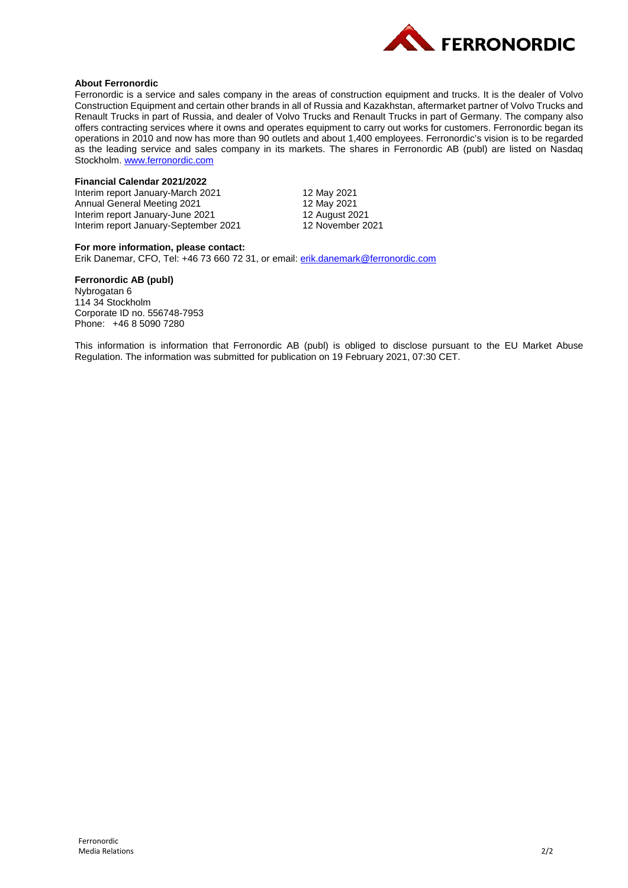**About Ferronordic**

Ferronordic is a service and sales company in the areas of construction equipment and trucks. It is the dealer of Volvo Construction Equipment and certain other brands in all of Russia and Kazakhstan, aftermarket partner of Volvo Trucks and Renault Trucks in part of Russia, and dealer of Volvo Trucks and Renault Trucks in part of Germany. The company also offers contracting services where it owns and operates equipment to carry out works for customers. Ferronordic began its operations in 2010 and now has more than 90 outlets and about 1,400 employees. Ferronordic's vision is to be regarded as the leading service and sales company in its markets. The shares in Ferronordic AB (publ) are listed on Nasdaq Stockholm. www.ferronordic.com

**Financial Calendar 2021/2022**

| | |
|---|---|
| Interim report January-March 2021 | 12 May 2021 |
| Annual General Meeting 2021 | 12 May 2021 |
| Interim report January-June 2021 | 12 August 2021 |
| Interim report January-September 2021 | 12 November 2021 |

**For more information, please contact:**

Erik Danemar, CFO, Tel: +46 73 660 72 31, or email: erik.danemark@ferronordic.com

**Ferronordic AB (publ)**

Nybrogatan 6
114 34 Stockholm
Corporate ID no. 556748-7953
Phone: +46 8 5090 7280

This information is information that Ferronordic AB (publ) is obliged to disclose pursuant to the EU Market Abuse Regulation. The information was submitted for publication on 19 February 2021, 07:30 CET.